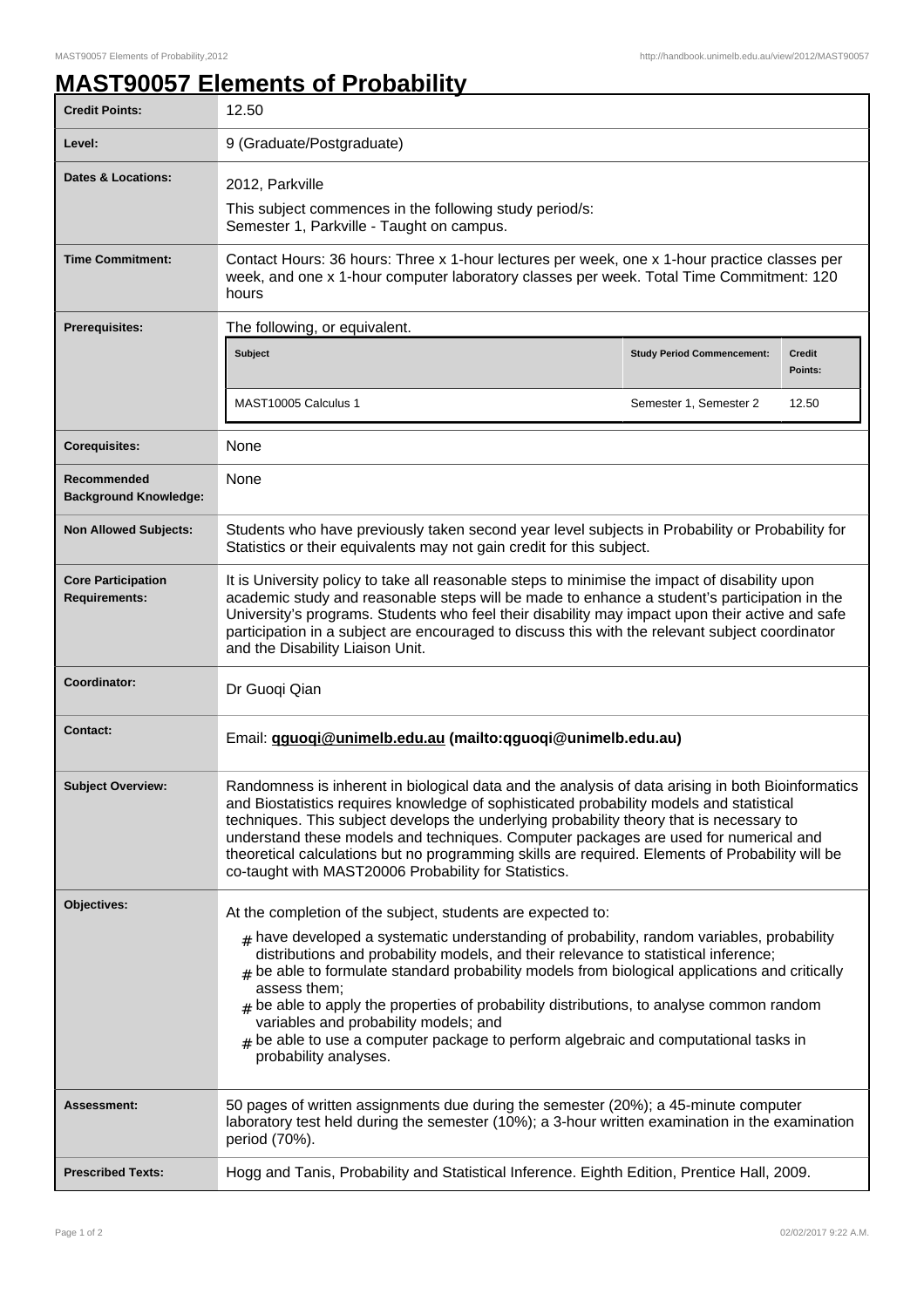# MAST90057 Elements of Probability

| | |
|---|---|
| **Credit Points:** | 12.50 |
| **Level:** | 9 (Graduate/Postgraduate) |
| **Dates & Locations:** | 2012, Parkville<br>This subject commences in the following study period/s:<br>Semester 1, Parkville - Taught on campus. |
| **Time Commitment:** | Contact Hours: 36 hours: Three x 1-hour lectures per week, one x 1-hour practice classes per week, and one x 1-hour computer laboratory classes per week. Total Time Commitment: 120 hours |
| **Prerequisites:** | The following, or equivalent.<br>**Subject** / **Study Period Commencement:** / **Credit Points:**<br>MAST10005 Calculus 1 / Semester 1, Semester 2 / 12.50 |
| **Corequisites:** | None |
| **Recommended Background Knowledge:** | None |
| **Non Allowed Subjects:** | Students who have previously taken second year level subjects in Probability or Probability for Statistics or their equivalents may not gain credit for this subject. |
| **Core Participation Requirements:** | It is University policy to take all reasonable steps to minimise the impact of disability upon academic study and reasonable steps will be made to enhance a student's participation in the University's programs. Students who feel their disability may impact upon their active and safe participation in a subject are encouraged to discuss this with the relevant subject coordinator and the Disability Liaison Unit. |
| **Coordinator:** | Dr Guoqi Qian |
| **Contact:** | Email: **qguoqi@unimelb.edu.au (mailto:qguoqi@unimelb.edu.au)** |
| **Subject Overview:** | Randomness is inherent in biological data and the analysis of data arising in both Bioinformatics and Biostatistics requires knowledge of sophisticated probability models and statistical techniques. This subject develops the underlying probability theory that is necessary to understand these models and techniques. Computer packages are used for numerical and theoretical calculations but no programming skills are required. Elements of Probability will be co-taught with MAST20006 Probability for Statistics. |
| **Objectives:** | At the completion of the subject, students are expected to:<br># have developed a systematic understanding of probability, random variables, probability distributions and probability models, and their relevance to statistical inference;<br># be able to formulate standard probability models from biological applications and critically assess them;<br># be able to apply the properties of probability distributions, to analyse common random variables and probability models; and<br># be able to use a computer package to perform algebraic and computational tasks in probability analyses. |
| **Assessment:** | 50 pages of written assignments due during the semester (20%); a 45-minute computer laboratory test held during the semester (10%); a 3-hour written examination in the examination period (70%). |
| **Prescribed Texts:** | Hogg and Tanis, Probability and Statistical Inference. Eighth Edition, Prentice Hall, 2009. |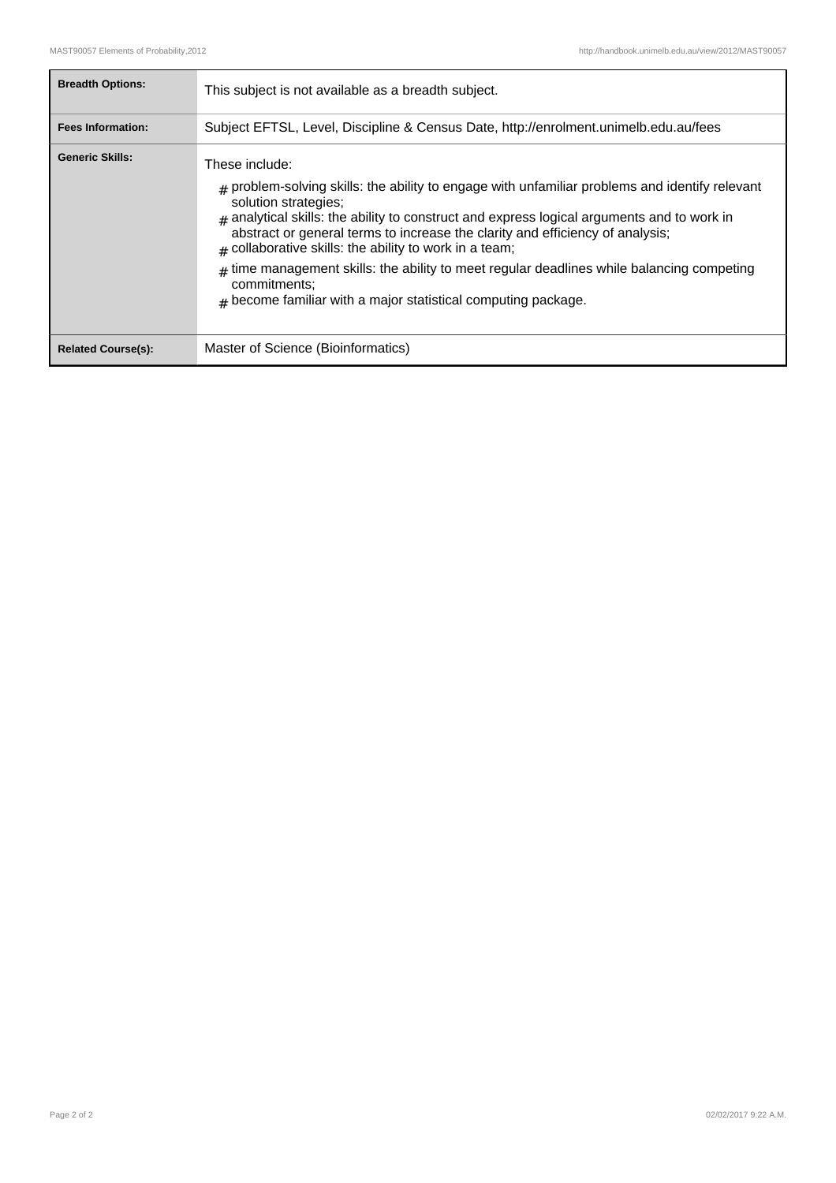| | |
|---|---|
| **Breadth Options:** | This subject is not available as a breadth subject. |
| **Fees Information:** | Subject EFTSL, Level, Discipline & Census Date, http://enrolment.unimelb.edu.au/fees |
| **Generic Skills:** | These include: <br> # problem-solving skills: the ability to engage with unfamiliar problems and identify relevant solution strategies; <br> # analytical skills: the ability to construct and express logical arguments and to work in abstract or general terms to increase the clarity and efficiency of analysis; <br> # collaborative skills: the ability to work in a team; <br> # time management skills: the ability to meet regular deadlines while balancing competing commitments; <br> # become familiar with a major statistical computing package. |
| **Related Course(s):** | Master of Science (Bioinformatics) |